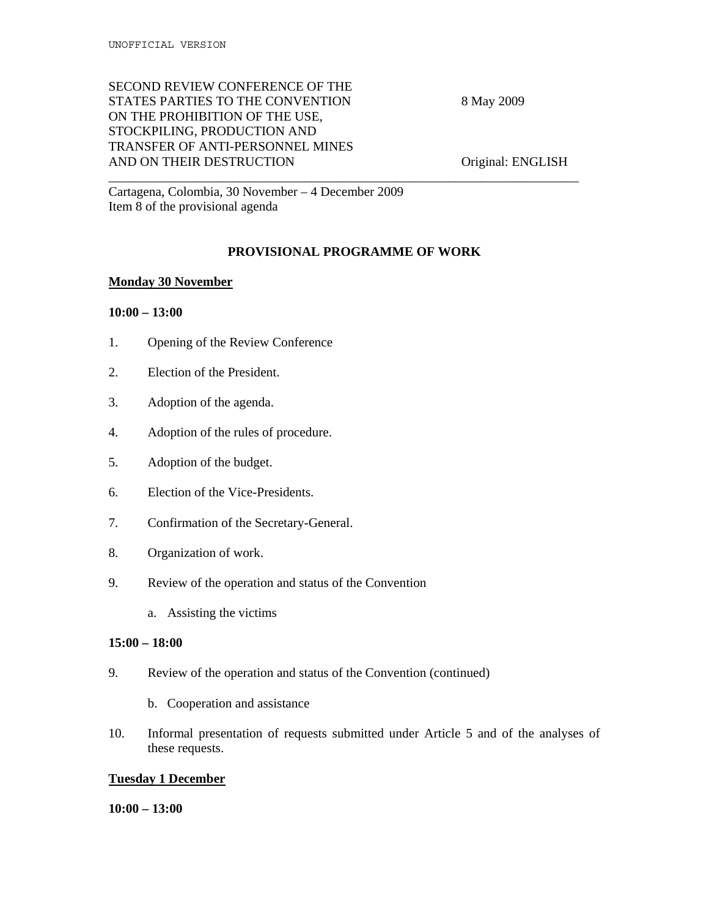UNOFFICIAL VERSION

SECOND REVIEW CONFERENCE OF THE STATES PARTIES TO THE CONVENTION ON THE PROHIBITION OF THE USE, STOCKPILING, PRODUCTION AND TRANSFER OF ANTI-PERSONNEL MINES AND ON THEIR DESTRUCTION

8 May 2009

Original: ENGLISH

Cartagena, Colombia, 30 November – 4 December 2009
Item 8 of the provisional agenda

## PROVISIONAL PROGRAMME OF WORK

### Monday 30 November

**10:00 – 13:00**

1. Opening of the Review Conference
2. Election of the President.
3. Adoption of the agenda.
4. Adoption of the rules of procedure.
5. Adoption of the budget.
6. Election of the Vice-Presidents.
7. Confirmation of the Secretary-General.
8. Organization of work.
9. Review of the operation and status of the Convention

   a. Assisting the victims

**15:00 – 18:00**

9. Review of the operation and status of the Convention (continued)

   b. Cooperation and assistance

10. Informal presentation of requests submitted under Article 5 and of the analyses of these requests.

### Tuesday 1 December

**10:00 – 13:00**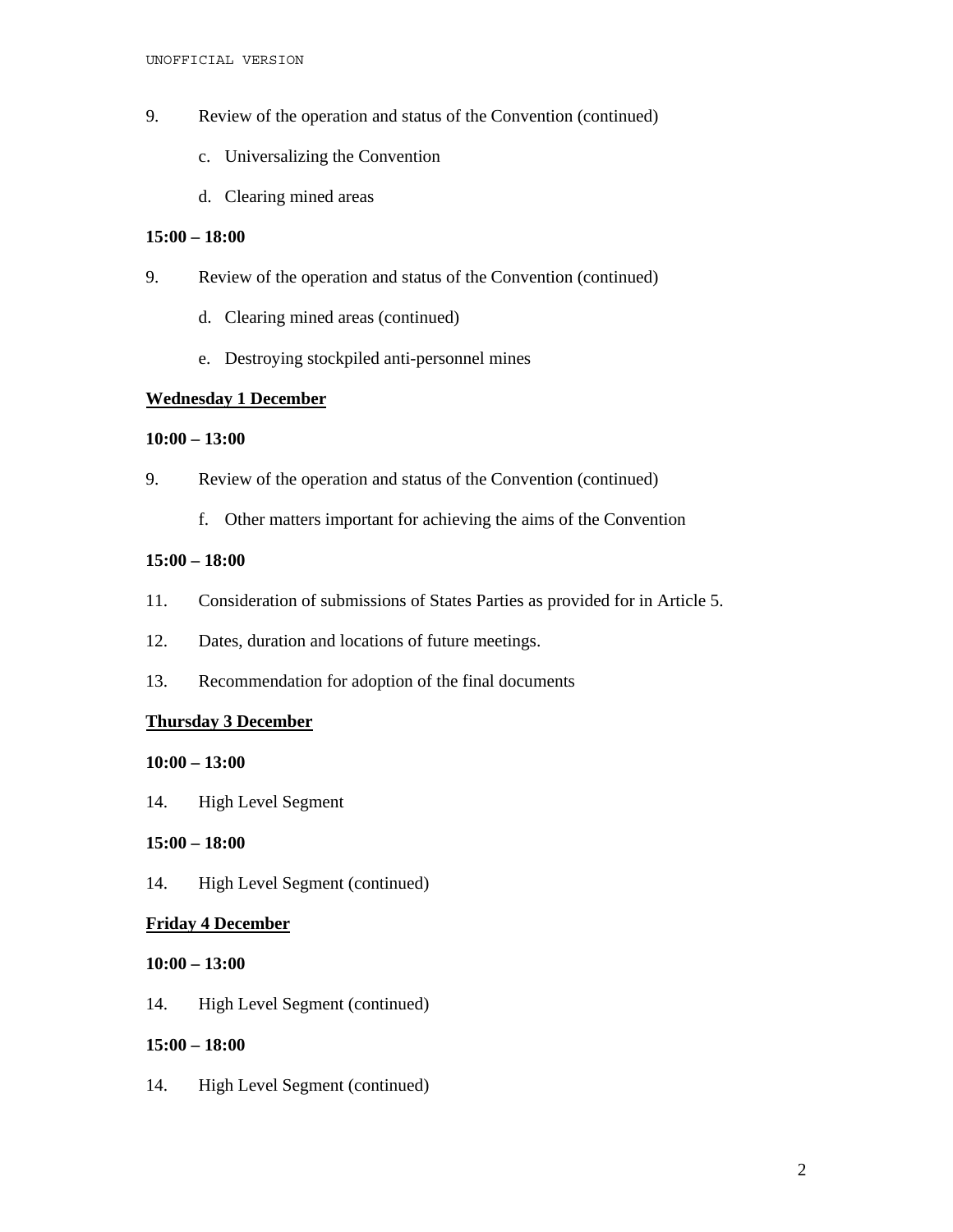9. Review of the operation and status of the Convention (continued)

   c. Universalizing the Convention

   d. Clearing mined areas

**15:00 – 18:00**

9. Review of the operation and status of the Convention (continued)

   d. Clearing mined areas (continued)

   e. Destroying stockpiled anti-personnel mines

**<u>Wednesday 1 December</u>**

**10:00 – 13:00**

9. Review of the operation and status of the Convention (continued)

   f. Other matters important for achieving the aims of the Convention

**15:00 – 18:00**

11. Consideration of submissions of States Parties as provided for in Article 5.

12. Dates, duration and locations of future meetings.

13. Recommendation for adoption of the final documents

**<u>Thursday 3 December</u>**

**10:00 – 13:00**

14. High Level Segment

**15:00 – 18:00**

14. High Level Segment (continued)

**<u>Friday 4 December</u>**

**10:00 – 13:00**

14. High Level Segment (continued)

**15:00 – 18:00**

14. High Level Segment (continued)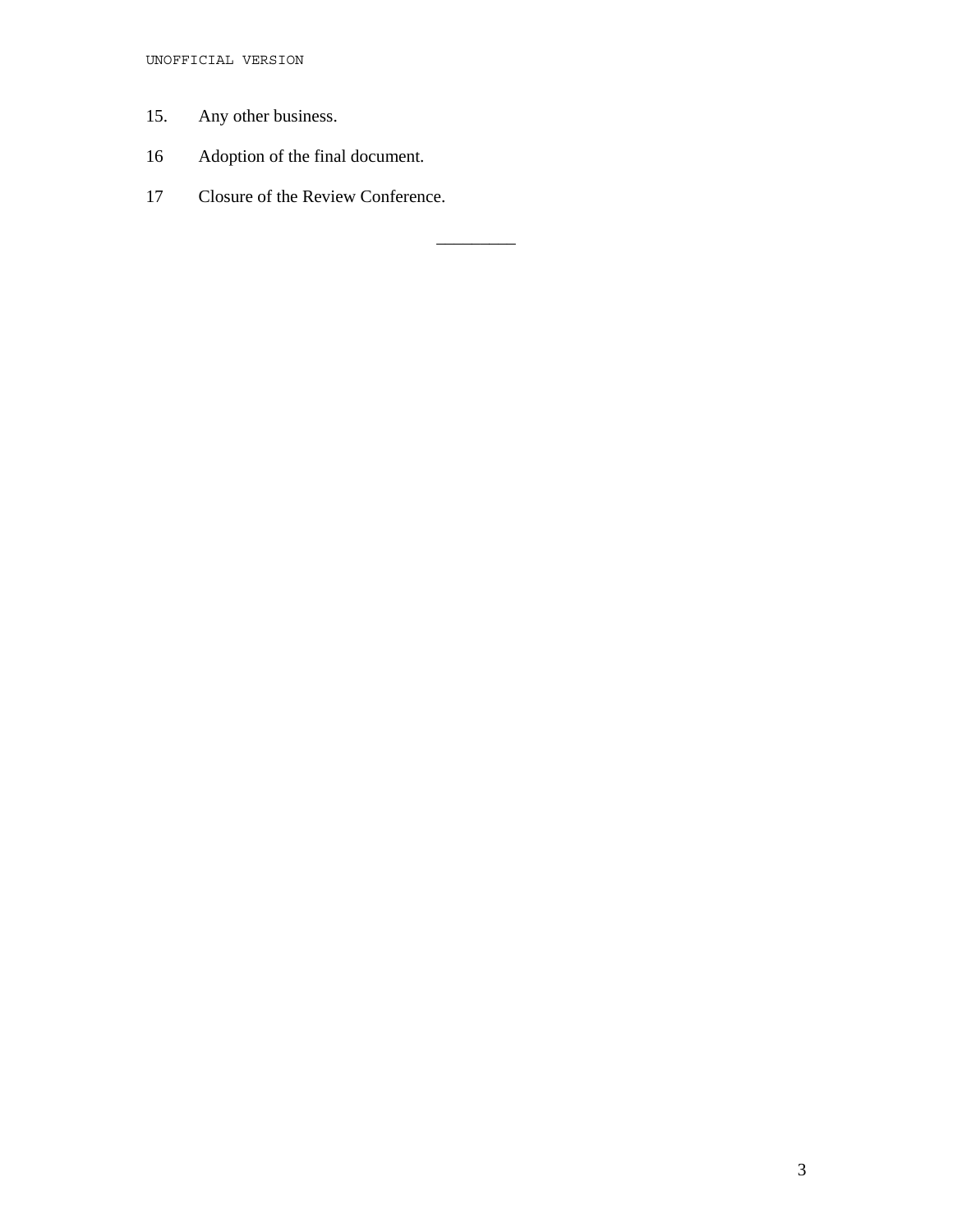15. Any other business.

16 Adoption of the final document.

17 Closure of the Review Conference.

_________